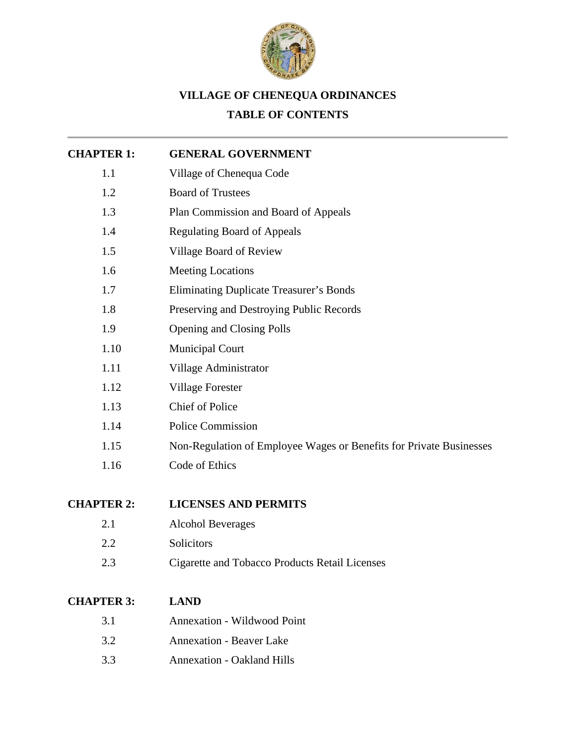# VILLAGE OF CHENEQUA ORDINANCES

## TABLE OF CONTENTS

---

| | |
|---|---|
| **CHAPTER 1:** | **GENERAL GOVERNMENT** |
| 1.1 | Village of Chenequa Code |
| 1.2 | Board of Trustees |
| 1.3 | Plan Commission and Board of Appeals |
| 1.4 | Regulating Board of Appeals |
| 1.5 | Village Board of Review |
| 1.6 | Meeting Locations |
| 1.7 | Eliminating Duplicate Treasurer's Bonds |
| 1.8 | Preserving and Destroying Public Records |
| 1.9 | Opening and Closing Polls |
| 1.10 | Municipal Court |
| 1.11 | Village Administrator |
| 1.12 | Village Forester |
| 1.13 | Chief of Police |
| 1.14 | Police Commission |
| 1.15 | Non-Regulation of Employee Wages or Benefits for Private Businesses |
| 1.16 | Code of Ethics |
| | |
| **CHAPTER 2:** | **LICENSES AND PERMITS** |
| 2.1 | Alcohol Beverages |
| 2.2 | Solicitors |
| 2.3 | Cigarette and Tobacco Products Retail Licenses |
| | |
| **CHAPTER 3:** | **LAND** |
| 3.1 | Annexation - Wildwood Point |
| 3.2 | Annexation - Beaver Lake |
| 3.3 | Annexation - Oakland Hills |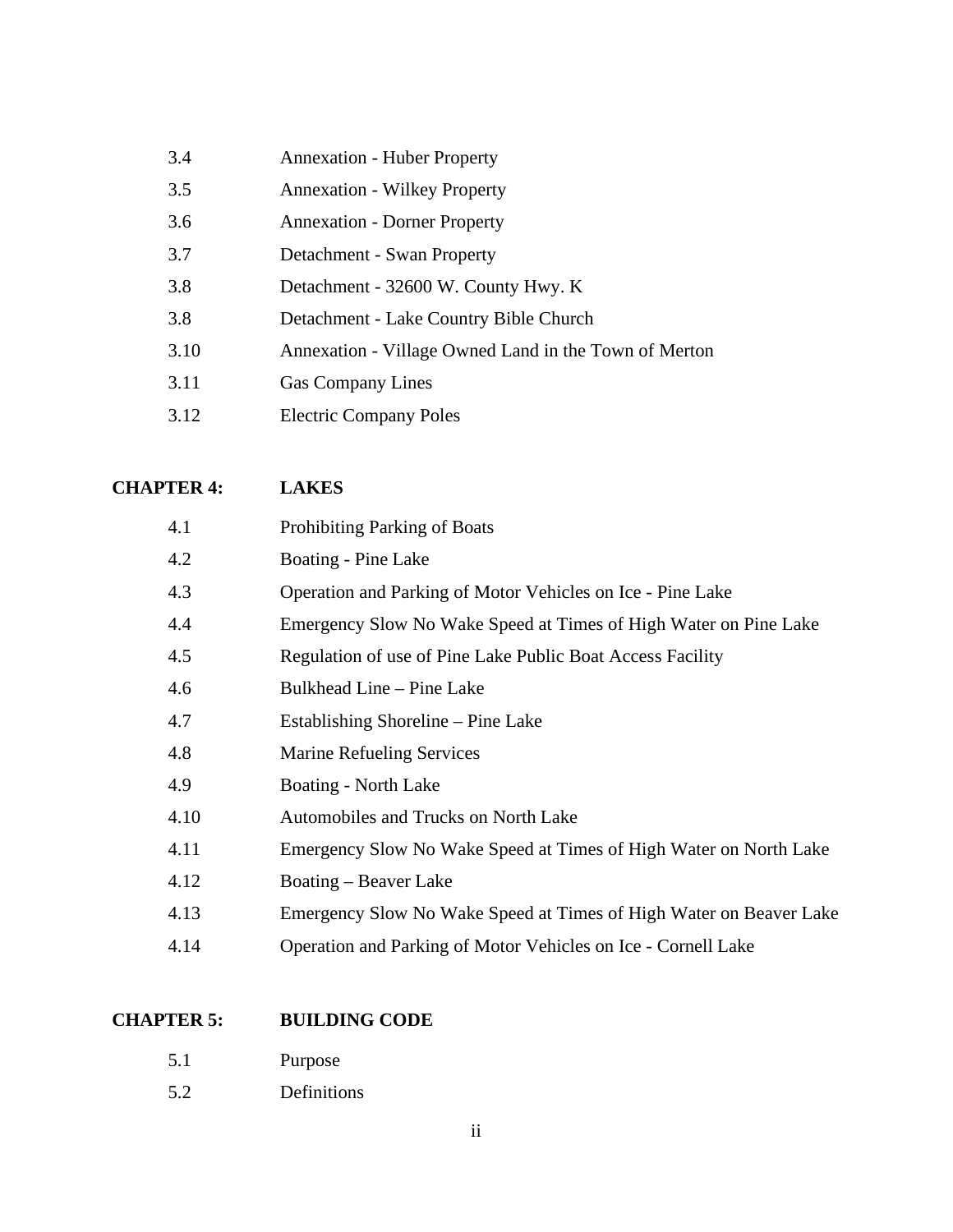| | |
|---|---|
| 3.4 | Annexation - Huber Property |
| 3.5 | Annexation - Wilkey Property |
| 3.6 | Annexation - Dorner Property |
| 3.7 | Detachment - Swan Property |
| 3.8 | Detachment - 32600 W. County Hwy. K |
| 3.8 | Detachment - Lake Country Bible Church |
| 3.10 | Annexation - Village Owned Land in the Town of Merton |
| 3.11 | Gas Company Lines |
| 3.12 | Electric Company Poles |

## CHAPTER 4: LAKES

| | |
|---|---|
| 4.1 | Prohibiting Parking of Boats |
| 4.2 | Boating - Pine Lake |
| 4.3 | Operation and Parking of Motor Vehicles on Ice - Pine Lake |
| 4.4 | Emergency Slow No Wake Speed at Times of High Water on Pine Lake |
| 4.5 | Regulation of use of Pine Lake Public Boat Access Facility |
| 4.6 | Bulkhead Line – Pine Lake |
| 4.7 | Establishing Shoreline – Pine Lake |
| 4.8 | Marine Refueling Services |
| 4.9 | Boating - North Lake |
| 4.10 | Automobiles and Trucks on North Lake |
| 4.11 | Emergency Slow No Wake Speed at Times of High Water on North Lake |
| 4.12 | Boating – Beaver Lake |
| 4.13 | Emergency Slow No Wake Speed at Times of High Water on Beaver Lake |
| 4.14 | Operation and Parking of Motor Vehicles on Ice - Cornell Lake |

## CHAPTER 5: BUILDING CODE

| | |
|---|---|
| 5.1 | Purpose |
| 5.2 | Definitions |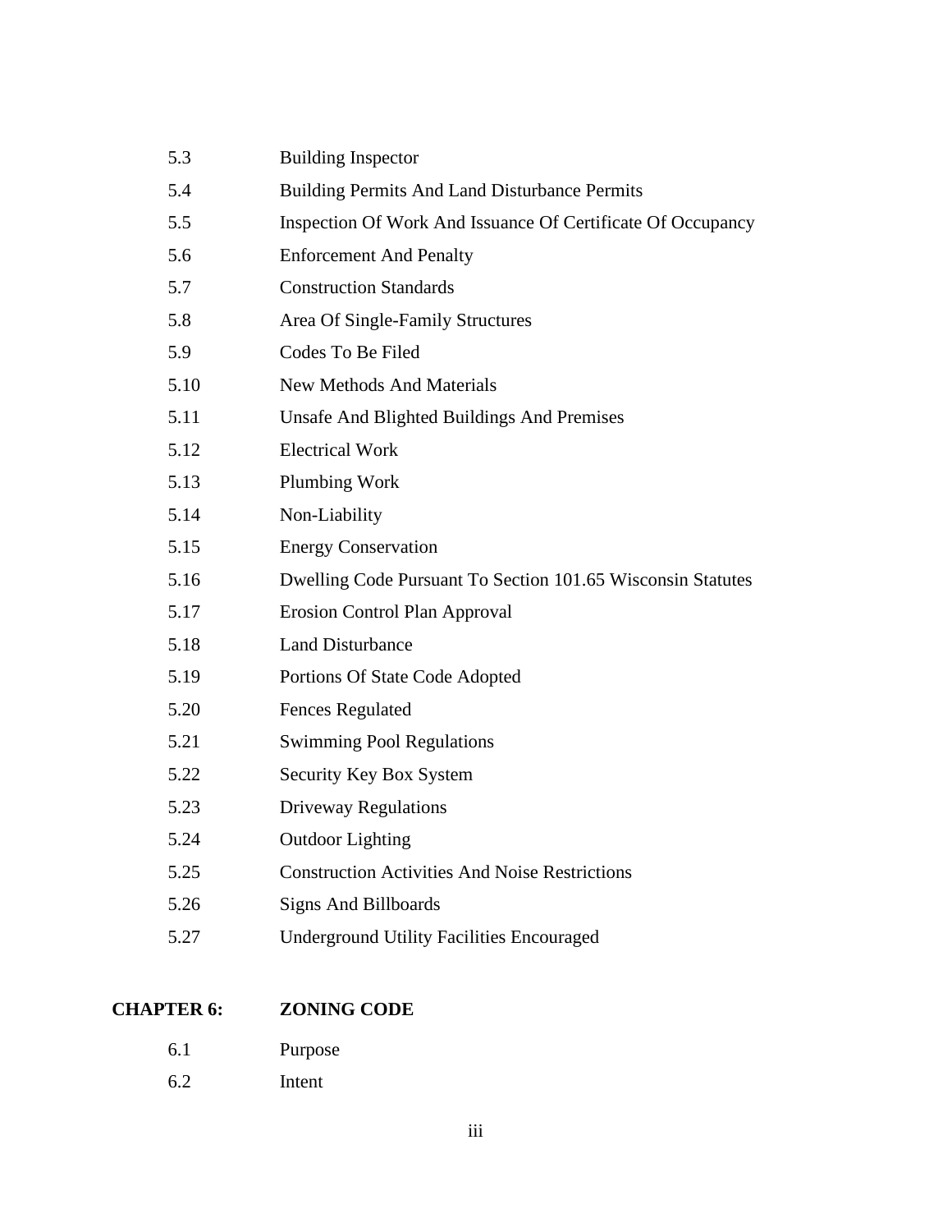| | |
|---|---|
| 5.3 | Building Inspector |
| 5.4 | Building Permits And Land Disturbance Permits |
| 5.5 | Inspection Of Work And Issuance Of Certificate Of Occupancy |
| 5.6 | Enforcement And Penalty |
| 5.7 | Construction Standards |
| 5.8 | Area Of Single-Family Structures |
| 5.9 | Codes To Be Filed |
| 5.10 | New Methods And Materials |
| 5.11 | Unsafe And Blighted Buildings And Premises |
| 5.12 | Electrical Work |
| 5.13 | Plumbing Work |
| 5.14 | Non-Liability |
| 5.15 | Energy Conservation |
| 5.16 | Dwelling Code Pursuant To Section 101.65 Wisconsin Statutes |
| 5.17 | Erosion Control Plan Approval |
| 5.18 | Land Disturbance |
| 5.19 | Portions Of State Code Adopted |
| 5.20 | Fences Regulated |
| 5.21 | Swimming Pool Regulations |
| 5.22 | Security Key Box System |
| 5.23 | Driveway Regulations |
| 5.24 | Outdoor Lighting |
| 5.25 | Construction Activities And Noise Restrictions |
| 5.26 | Signs And Billboards |
| 5.27 | Underground Utility Facilities Encouraged |

**CHAPTER 6: ZONING CODE**

| | |
|---|---|
| 6.1 | Purpose |
| 6.2 | Intent |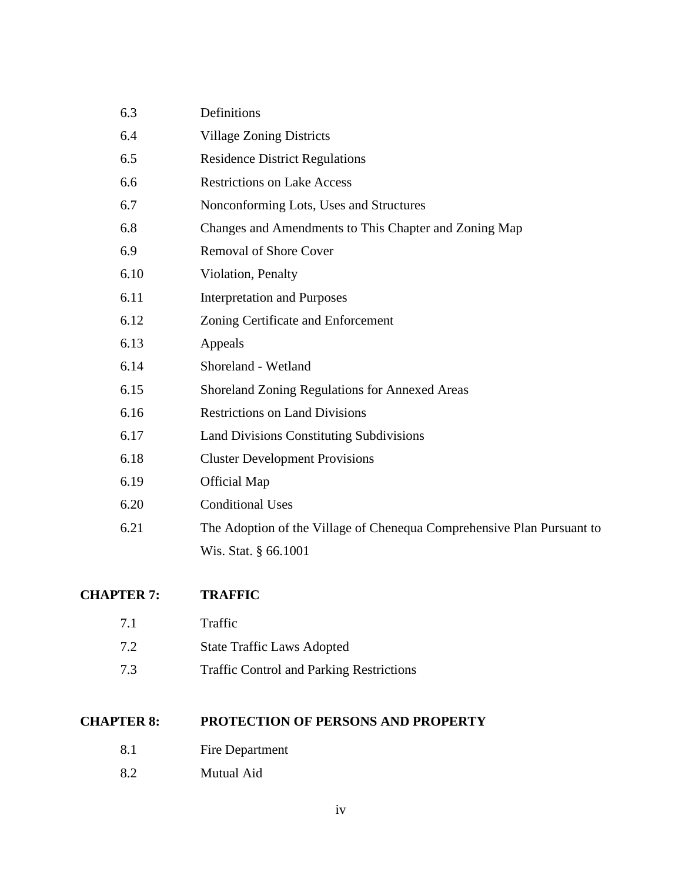| | |
|---|---|
| 6.3 | Definitions |
| 6.4 | Village Zoning Districts |
| 6.5 | Residence District Regulations |
| 6.6 | Restrictions on Lake Access |
| 6.7 | Nonconforming Lots, Uses and Structures |
| 6.8 | Changes and Amendments to This Chapter and Zoning Map |
| 6.9 | Removal of Shore Cover |
| 6.10 | Violation, Penalty |
| 6.11 | Interpretation and Purposes |
| 6.12 | Zoning Certificate and Enforcement |
| 6.13 | Appeals |
| 6.14 | Shoreland - Wetland |
| 6.15 | Shoreland Zoning Regulations for Annexed Areas |
| 6.16 | Restrictions on Land Divisions |
| 6.17 | Land Divisions Constituting Subdivisions |
| 6.18 | Cluster Development Provisions |
| 6.19 | Official Map |
| 6.20 | Conditional Uses |
| 6.21 | The Adoption of the Village of Chenequa Comprehensive Plan Pursuant to Wis. Stat. § 66.1001 |

**CHAPTER 7: TRAFFIC**

| | |
|---|---|
| 7.1 | Traffic |
| 7.2 | State Traffic Laws Adopted |
| 7.3 | Traffic Control and Parking Restrictions |

**CHAPTER 8: PROTECTION OF PERSONS AND PROPERTY**

| | |
|---|---|
| 8.1 | Fire Department |
| 8.2 | Mutual Aid |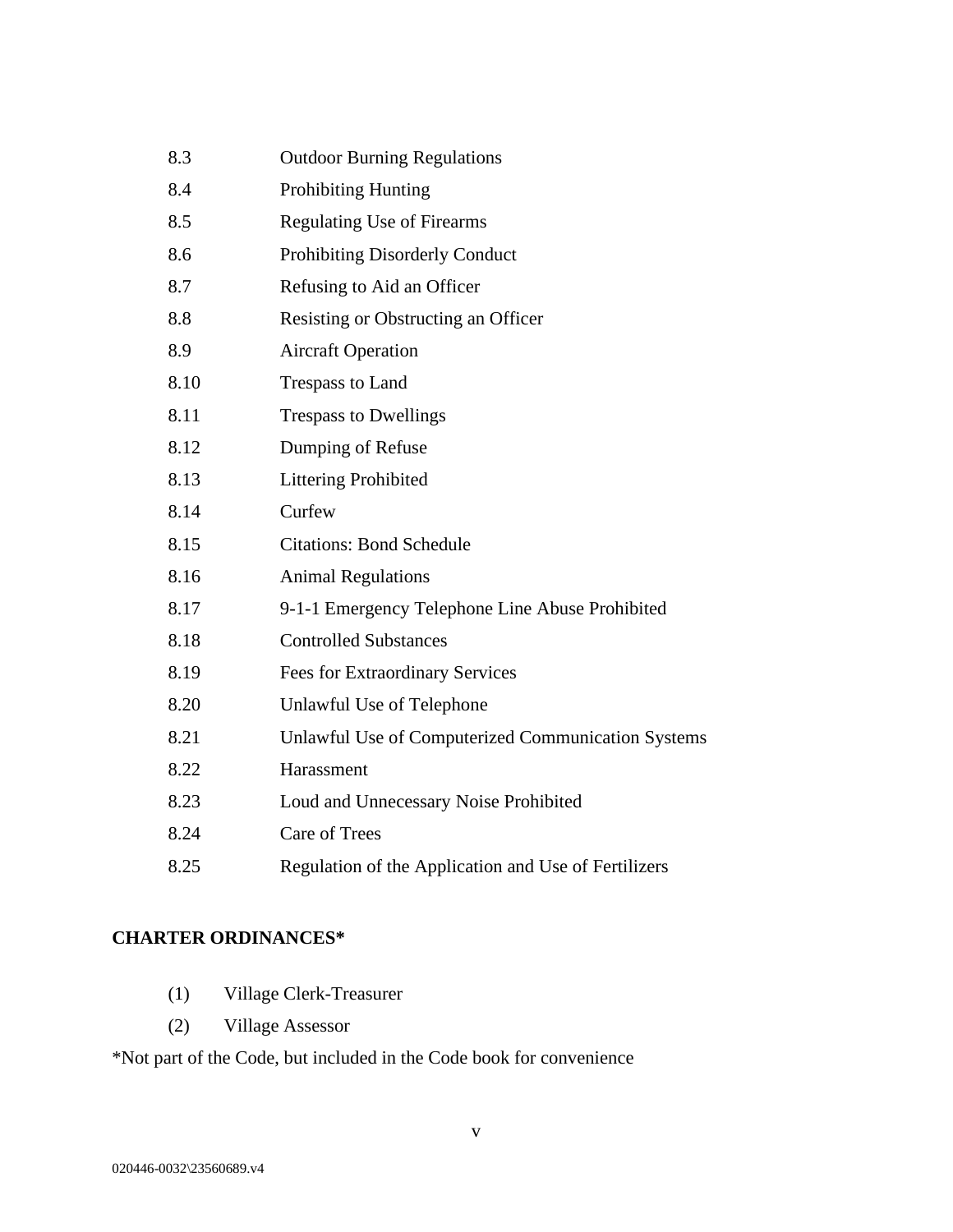| | |
|---|---|
| 8.3 | Outdoor Burning Regulations |
| 8.4 | Prohibiting Hunting |
| 8.5 | Regulating Use of Firearms |
| 8.6 | Prohibiting Disorderly Conduct |
| 8.7 | Refusing to Aid an Officer |
| 8.8 | Resisting or Obstructing an Officer |
| 8.9 | Aircraft Operation |
| 8.10 | Trespass to Land |
| 8.11 | Trespass to Dwellings |
| 8.12 | Dumping of Refuse |
| 8.13 | Littering Prohibited |
| 8.14 | Curfew |
| 8.15 | Citations: Bond Schedule |
| 8.16 | Animal Regulations |
| 8.17 | 9-1-1 Emergency Telephone Line Abuse Prohibited |
| 8.18 | Controlled Substances |
| 8.19 | Fees for Extraordinary Services |
| 8.20 | Unlawful Use of Telephone |
| 8.21 | Unlawful Use of Computerized Communication Systems |
| 8.22 | Harassment |
| 8.23 | Loud and Unnecessary Noise Prohibited |
| 8.24 | Care of Trees |
| 8.25 | Regulation of the Application and Use of Fertilizers |

**CHARTER ORDINANCES***

(1) Village Clerk-Treasurer

(2) Village Assessor

*Not part of the Code, but included in the Code book for convenience

020446-0032\23560689.v4